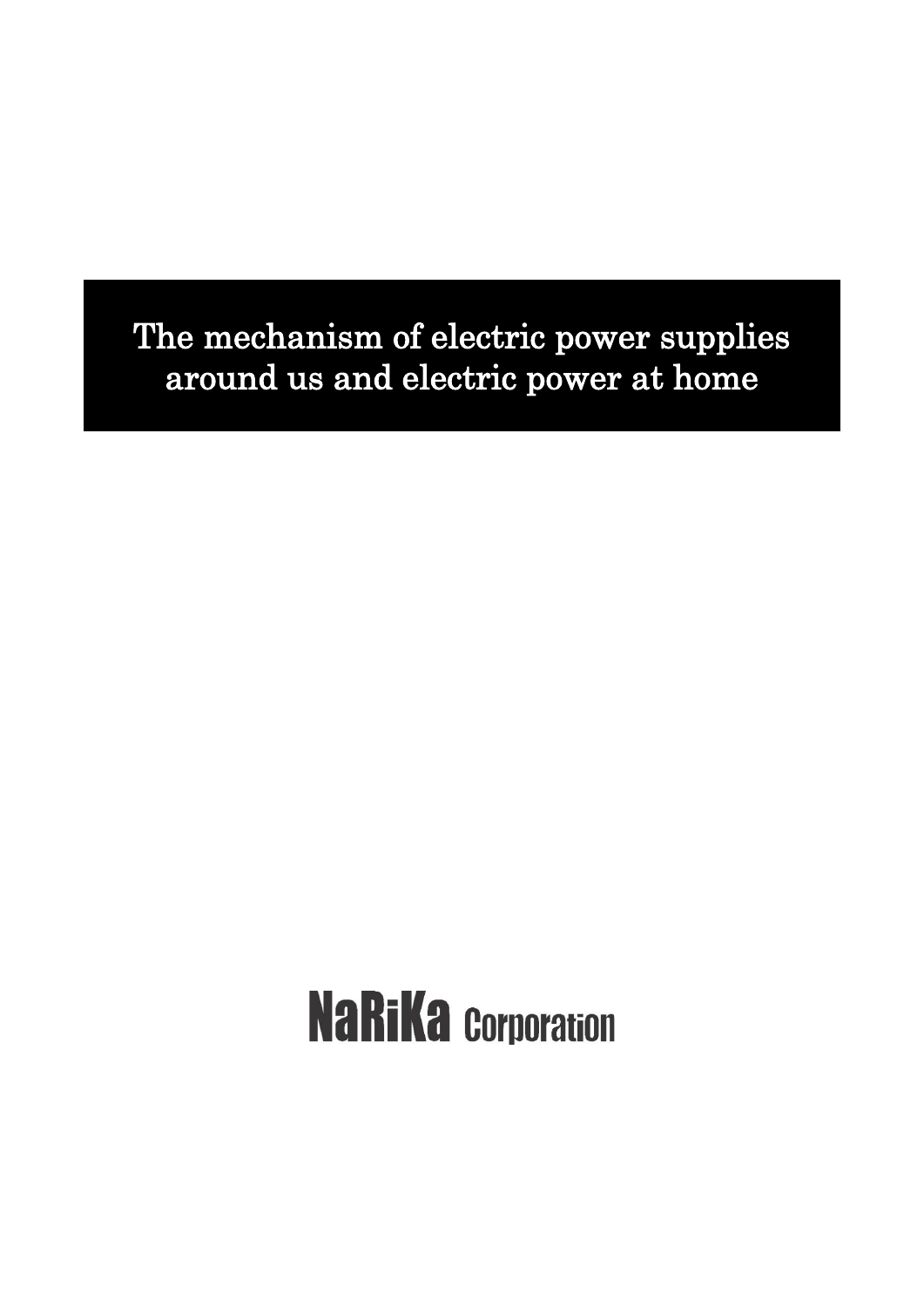# The mechanism of electric power supplies around us and electric power at home

NaRiKa Corporation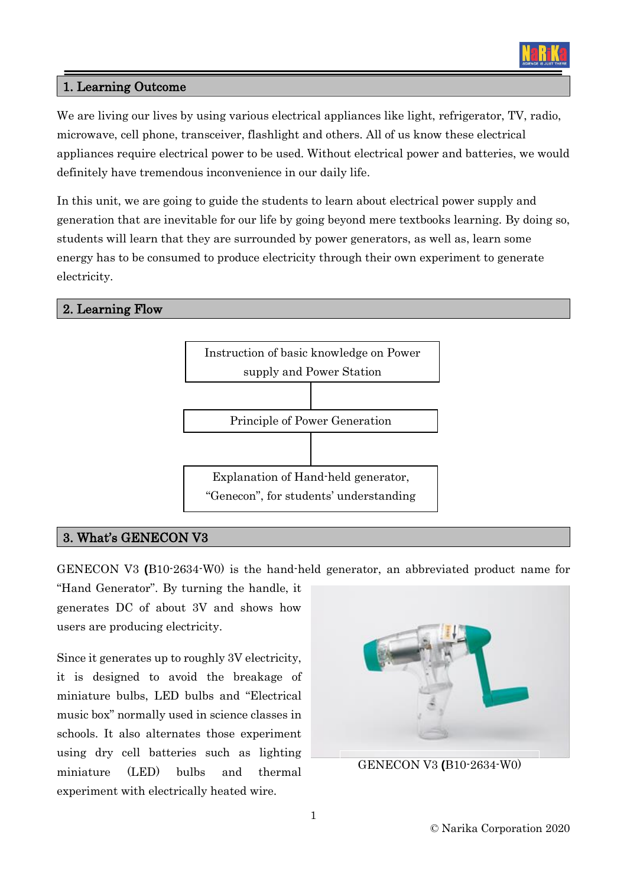## 1. Learning Outcome

We are living our lives by using various electrical appliances like light, refrigerator, TV, radio, microwave, cell phone, transceiver, flashlight and others. All of us know these electrical appliances require electrical power to be used. Without electrical power and batteries, we would definitely have tremendous inconvenience in our daily life.

In this unit, we are going to guide the students to learn about electrical power supply and generation that are inevitable for our life by going beyond mere textbooks learning. By doing so, students will learn that they are surrounded by power generators, as well as, learn some energy has to be consumed to produce electricity through their own experiment to generate electricity.

## 2. Learning Flow

Instruction of basic knowledge on Power supply and Power Station

↓

Principle of Power Generation

↓

Explanation of Hand-held generator, "Genecon", for students' understanding

## 3. What's GENECON V3

GENECON V3 **(**B10-2634-W0) is the hand-held generator, an abbreviated product name for "Hand Generator". By turning the handle, it generates DC of about 3V and shows how users are producing electricity.

Since it generates up to roughly 3V electricity, it is designed to avoid the breakage of miniature bulbs, LED bulbs and "Electrical music box" normally used in science classes in schools. It also alternates those experiment using dry cell batteries such as lighting miniature (LED) bulbs and thermal experiment with electrically heated wire.

GENECON V3 **(**B10-2634-W0)

© Narika Corporation 2020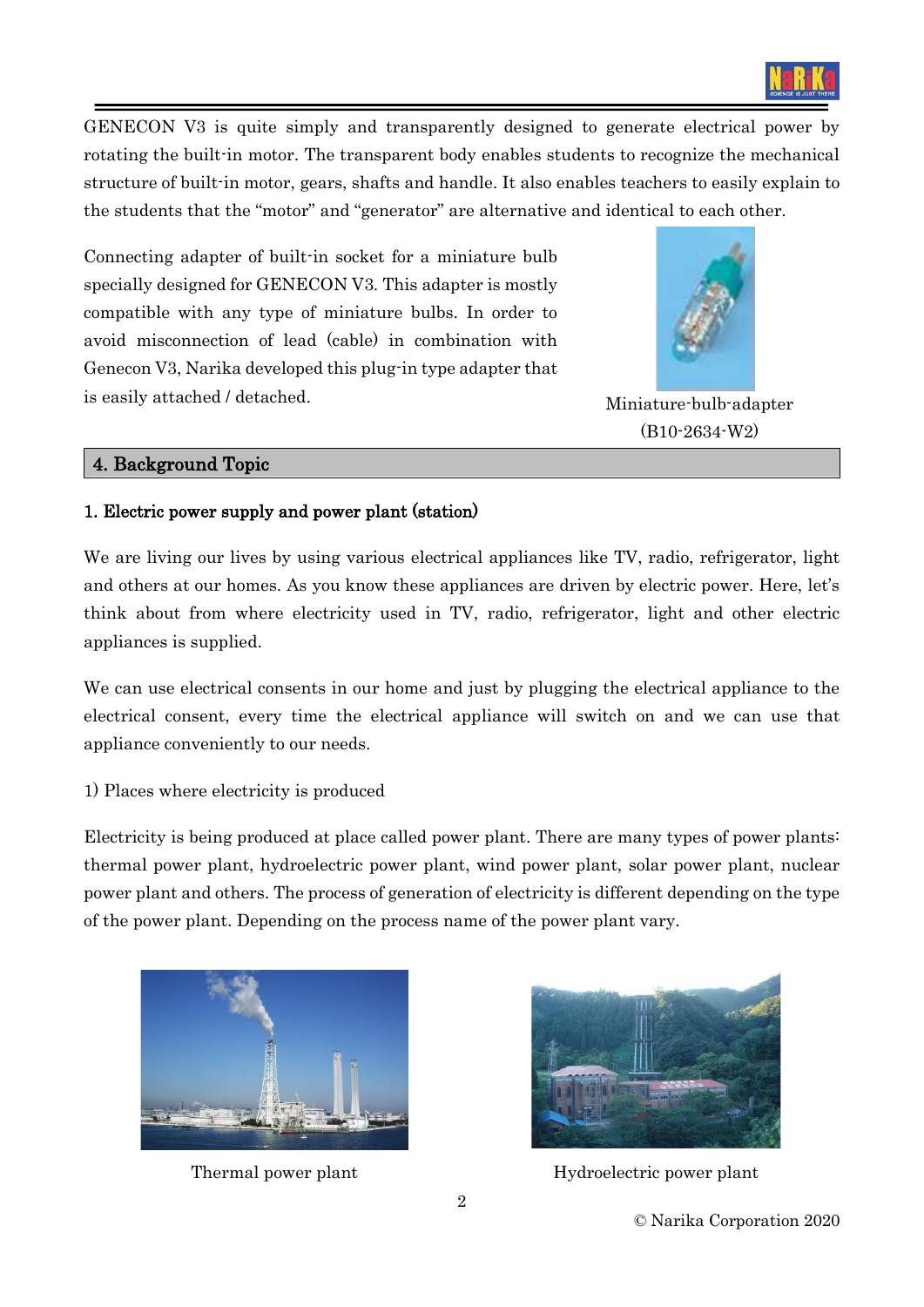GENECON V3 is quite simply and transparently designed to generate electrical power by rotating the built-in motor. The transparent body enables students to recognize the mechanical structure of built-in motor, gears, shafts and handle. It also enables teachers to easily explain to the students that the "motor" and "generator" are alternative and identical to each other.

Connecting adapter of built-in socket for a miniature bulb specially designed for GENECON V3. This adapter is mostly compatible with any type of miniature bulbs. In order to avoid misconnection of lead (cable) in combination with Genecon V3, Narika developed this plug-in type adapter that is easily attached / detached.

Miniature-bulb-adapter (B10-2634-W2)

## 4. Background Topic

### 1. Electric power supply and power plant (station)

We are living our lives by using various electrical appliances like TV, radio, refrigerator, light and others at our homes. As you know these appliances are driven by electric power. Here, let's think about from where electricity used in TV, radio, refrigerator, light and other electric appliances is supplied.

We can use electrical consents in our home and just by plugging the electrical appliance to the electrical consent, every time the electrical appliance will switch on and we can use that appliance conveniently to our needs.

1) Places where electricity is produced

Electricity is being produced at place called power plant. There are many types of power plants: thermal power plant, hydroelectric power plant, wind power plant, solar power plant, nuclear power plant and others. The process of generation of electricity is different depending on the type of the power plant. Depending on the process name of the power plant vary.

Thermal power plant

Hydroelectric power plant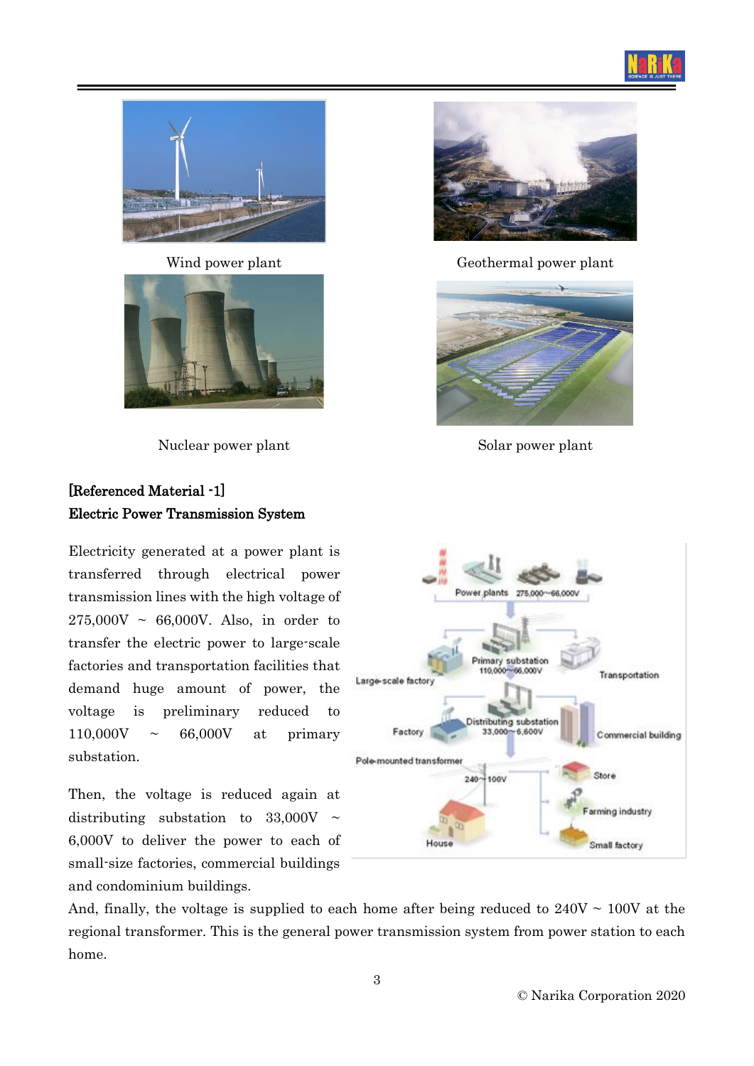Wind power plant

Geothermal power plant

Nuclear power plant

Solar power plant

**[Referenced Material -1]**
**Electric Power Transmission System**

Electricity generated at a power plant is transferred through electrical power transmission lines with the high voltage of 275,000V ~ 66,000V. Also, in order to transfer the electric power to large-scale factories and transportation facilities that demand huge amount of power, the voltage is preliminary reduced to 110,000V ~ 66,000V at primary substation.

Then, the voltage is reduced again at distributing substation to 33,000V ~ 6,000V to deliver the power to each of small-size factories, commercial buildings and condominium buildings.

And, finally, the voltage is supplied to each home after being reduced to 240V ~ 100V at the regional transformer. This is the general power transmission system from power station to each home.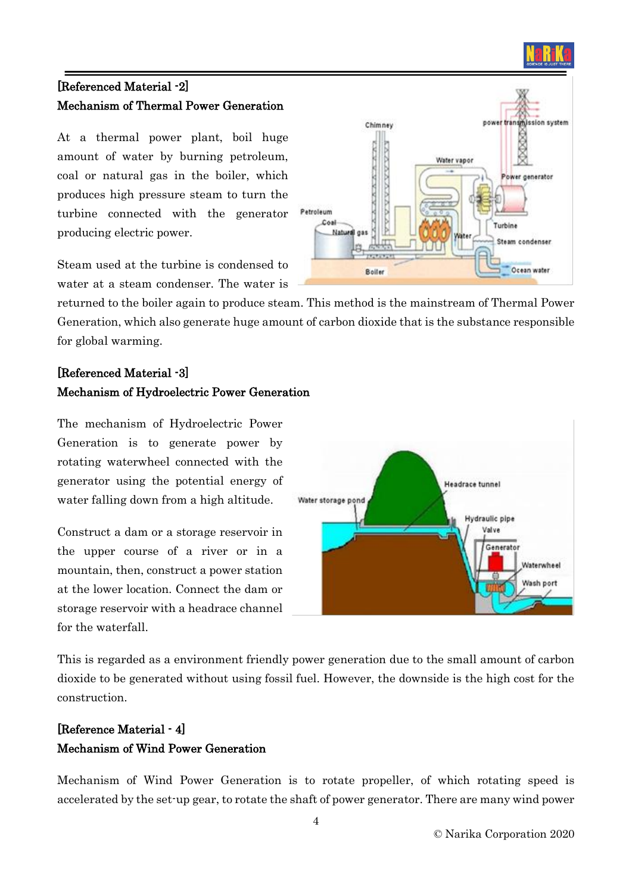[Referenced Material -2]
**Mechanism of Thermal Power Generation**

At a thermal power plant, boil huge amount of water by burning petroleum, coal or natural gas in the boiler, which produces high pressure steam to turn the turbine connected with the generator producing electric power.

Steam used at the turbine is condensed to water at a steam condenser. The water is returned to the boiler again to produce steam. This method is the mainstream of Thermal Power Generation, which also generate huge amount of carbon dioxide that is the substance responsible for global warming.

[Referenced Material -3]
**Mechanism of Hydroelectric Power Generation**

The mechanism of Hydroelectric Power Generation is to generate power by rotating waterwheel connected with the generator using the potential energy of water falling down from a high altitude.

Construct a dam or a storage reservoir in the upper course of a river or in a mountain, then, construct a power station at the lower location. Connect the dam or storage reservoir with a headrace channel for the waterfall.

This is regarded as a environment friendly power generation due to the small amount of carbon dioxide to be generated without using fossil fuel. However, the downside is the high cost for the construction.

[Reference Material - 4]
**Mechanism of Wind Power Generation**

Mechanism of Wind Power Generation is to rotate propeller, of which rotating speed is accelerated by the set-up gear, to rotate the shaft of power generator. There are many wind power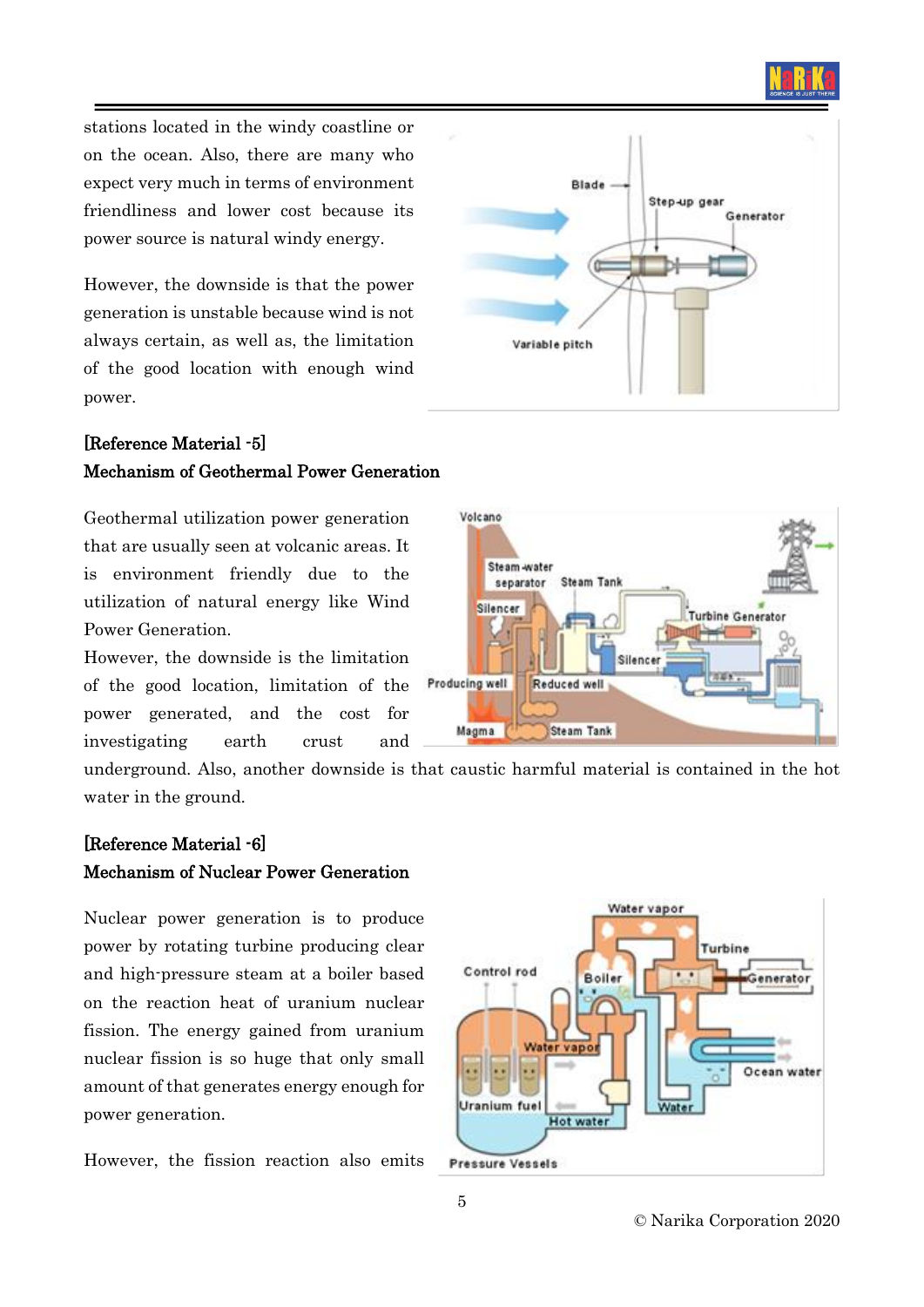stations located in the windy coastline or on the ocean. Also, there are many who expect very much in terms of environment friendliness and lower cost because its power source is natural windy energy.

However, the downside is that the power generation is unstable because wind is not always certain, as well as, the limitation of the good location with enough wind power.

**[Reference Material -5]**
**Mechanism of Geothermal Power Generation**

Geothermal utilization power generation that are usually seen at volcanic areas. It is environment friendly due to the utilization of natural energy like Wind Power Generation.
However, the downside is the limitation of the good location, limitation of the power generated, and the cost for investigating earth crust and underground. Also, another downside is that caustic harmful material is contained in the hot water in the ground.

**[Reference Material -6]**
**Mechanism of Nuclear Power Generation**

Nuclear power generation is to produce power by rotating turbine producing clear and high-pressure steam at a boiler based on the reaction heat of uranium nuclear fission. The energy gained from uranium nuclear fission is so huge that only small amount of that generates energy enough for power generation.

However, the fission reaction also emits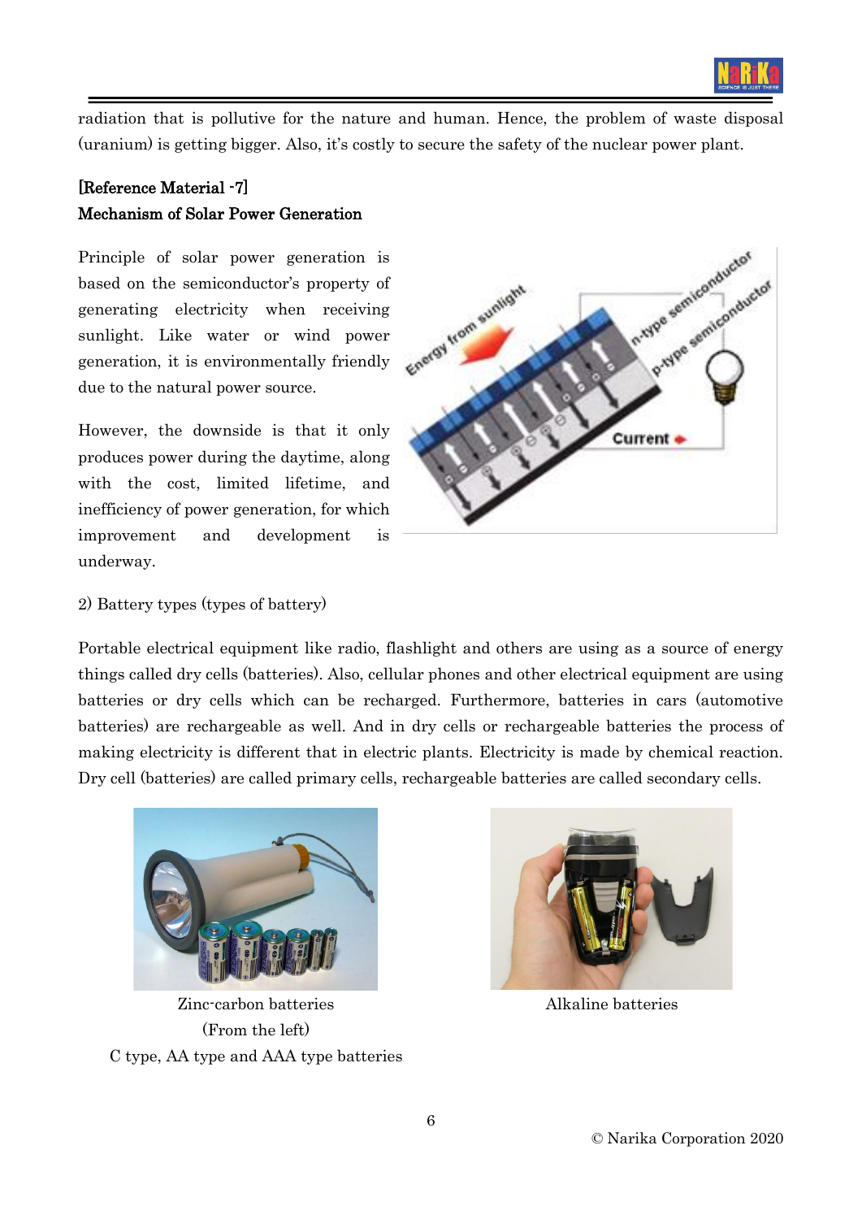radiation that is pollutive for the nature and human. Hence, the problem of waste disposal (uranium) is getting bigger. Also, it's costly to secure the safety of the nuclear power plant.

**[Reference Material -7]**
**Mechanism of Solar Power Generation**

Principle of solar power generation is based on the semiconductor's property of generating electricity when receiving sunlight. Like water or wind power generation, it is environmentally friendly due to the natural power source.

However, the downside is that it only produces power during the daytime, along with the cost, limited lifetime, and inefficiency of power generation, for which improvement and development is underway.

2) Battery types (types of battery)

Portable electrical equipment like radio, flashlight and others are using as a source of energy things called dry cells (batteries). Also, cellular phones and other electrical equipment are using batteries or dry cells which can be recharged. Furthermore, batteries in cars (automotive batteries) are rechargeable as well. And in dry cells or rechargeable batteries the process of making electricity is different that in electric plants. Electricity is made by chemical reaction. Dry cell (batteries) are called primary cells, rechargeable batteries are called secondary cells.

Zinc-carbon batteries
(From the left)
C type, AA type and AAA type batteries

Alkaline batteries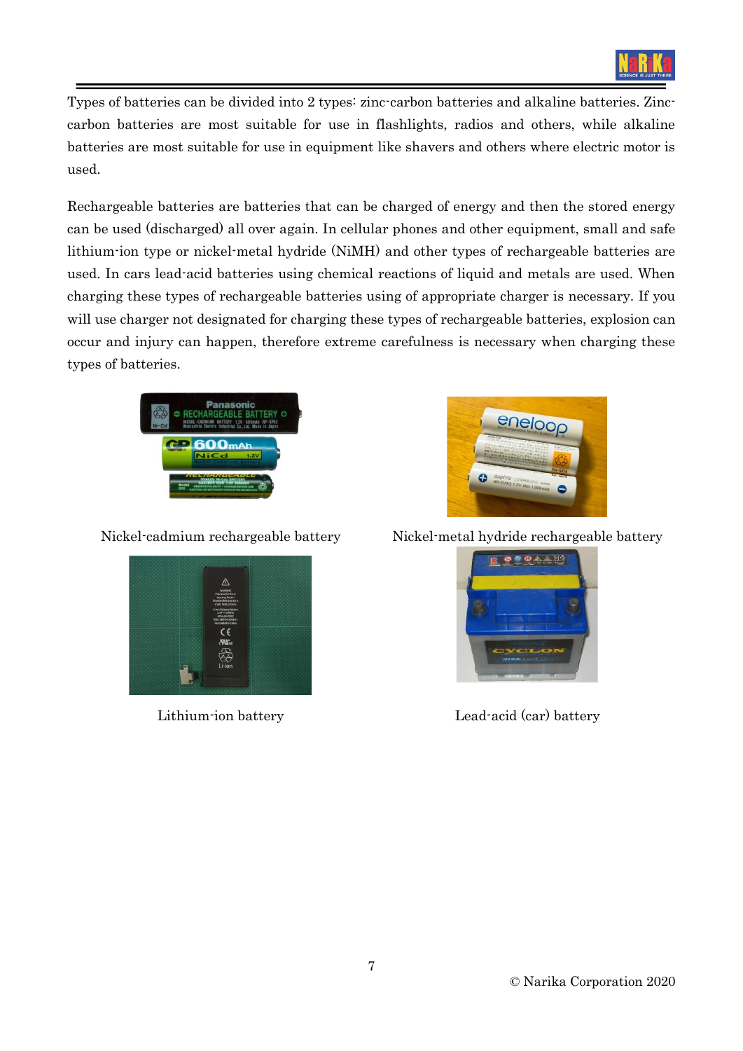Types of batteries can be divided into 2 types: zinc-carbon batteries and alkaline batteries. Zinc-carbon batteries are most suitable for use in flashlights, radios and others, while alkaline batteries are most suitable for use in equipment like shavers and others where electric motor is used.

Rechargeable batteries are batteries that can be charged of energy and then the stored energy can be used (discharged) all over again. In cellular phones and other equipment, small and safe lithium-ion type or nickel-metal hydride (NiMH) and other types of rechargeable batteries are used. In cars lead-acid batteries using chemical reactions of liquid and metals are used. When charging these types of rechargeable batteries using of appropriate charger is necessary. If you will use charger not designated for charging these types of rechargeable batteries, explosion can occur and injury can happen, therefore extreme carefulness is necessary when charging these types of batteries.

Nickel-cadmium rechargeable battery

Nickel-metal hydride rechargeable battery

Lithium-ion battery

Lead-acid (car) battery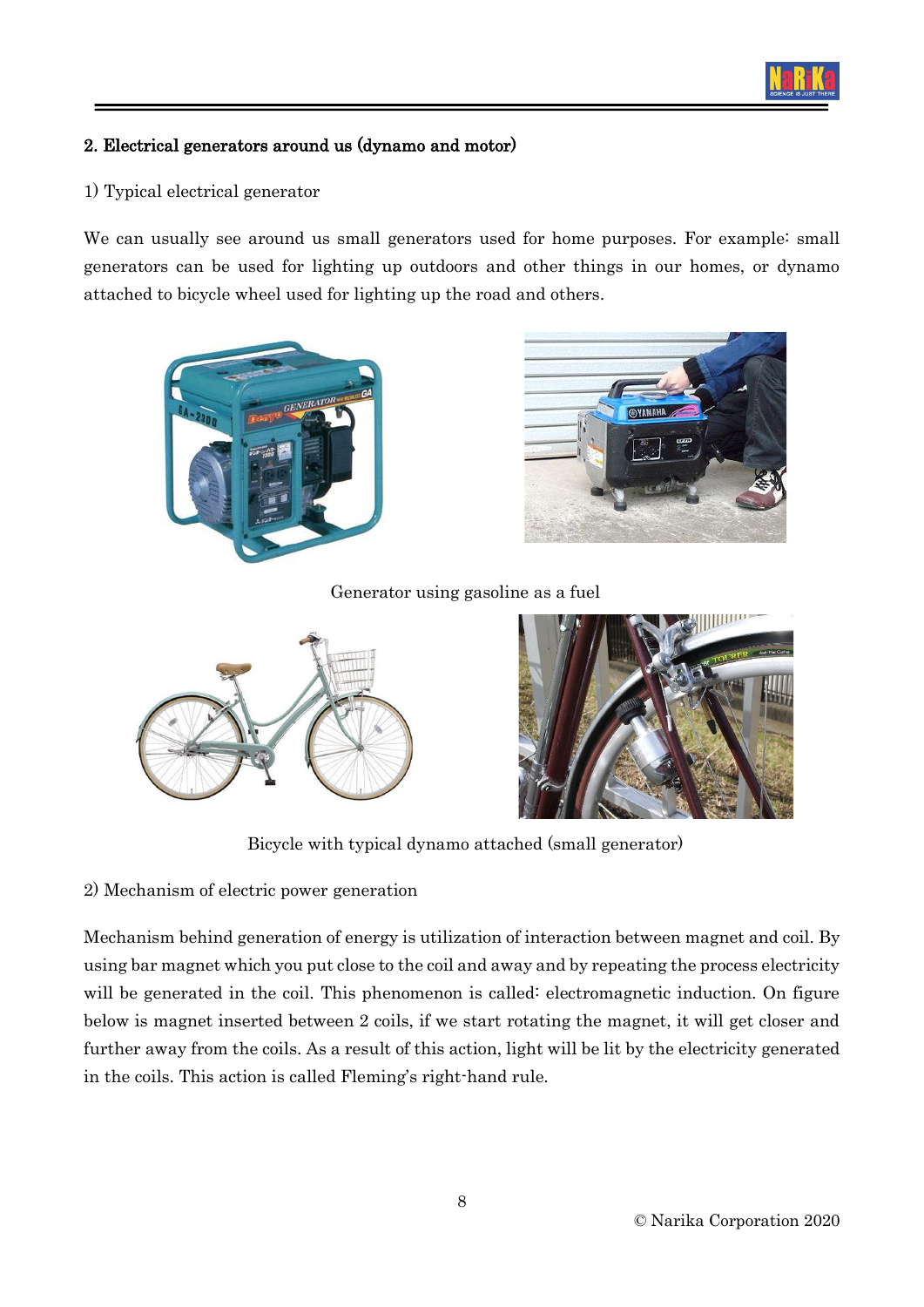## 2. Electrical generators around us (dynamo and motor)

1) Typical electrical generator

We can usually see around us small generators used for home purposes. For example: small generators can be used for lighting up outdoors and other things in our homes, or dynamo attached to bicycle wheel used for lighting up the road and others.

Generator using gasoline as a fuel

Bicycle with typical dynamo attached (small generator)

2) Mechanism of electric power generation

Mechanism behind generation of energy is utilization of interaction between magnet and coil. By using bar magnet which you put close to the coil and away and by repeating the process electricity will be generated in the coil. This phenomenon is called: electromagnetic induction. On figure below is magnet inserted between 2 coils, if we start rotating the magnet, it will get closer and further away from the coils. As a result of this action, light will be lit by the electricity generated in the coils. This action is called Fleming's right-hand rule.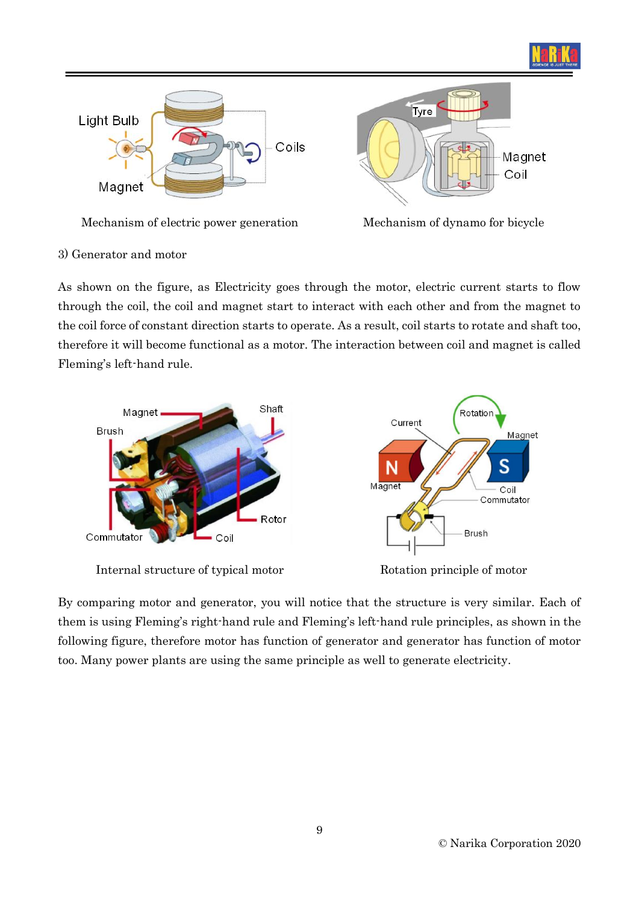Mechanism of electric power generation

Mechanism of dynamo for bicycle

3) Generator and motor

As shown on the figure, as Electricity goes through the motor, electric current starts to flow through the coil, the coil and magnet start to interact with each other and from the magnet to the coil force of constant direction starts to operate. As a result, coil starts to rotate and shaft too, therefore it will become functional as a motor. The interaction between coil and magnet is called Fleming's left-hand rule.

Internal structure of typical motor

Rotation principle of motor

By comparing motor and generator, you will notice that the structure is very similar. Each of them is using Fleming's right-hand rule and Fleming's left-hand rule principles, as shown in the following figure, therefore motor has function of generator and generator has function of motor too. Many power plants are using the same principle as well to generate electricity.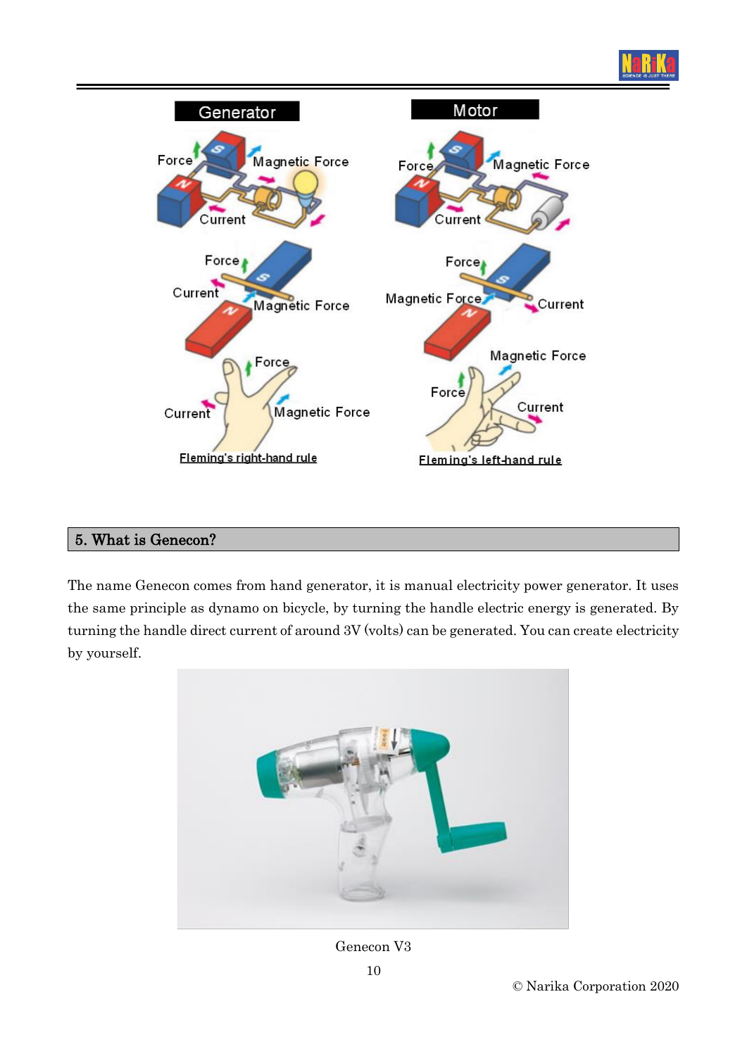## 5. What is Genecon?

The name Genecon comes from hand generator, it is manual electricity power generator. It uses the same principle as dynamo on bicycle, by turning the handle electric energy is generated. By turning the handle direct current of around 3V (volts) can be generated. You can create electricity by yourself.

Genecon V3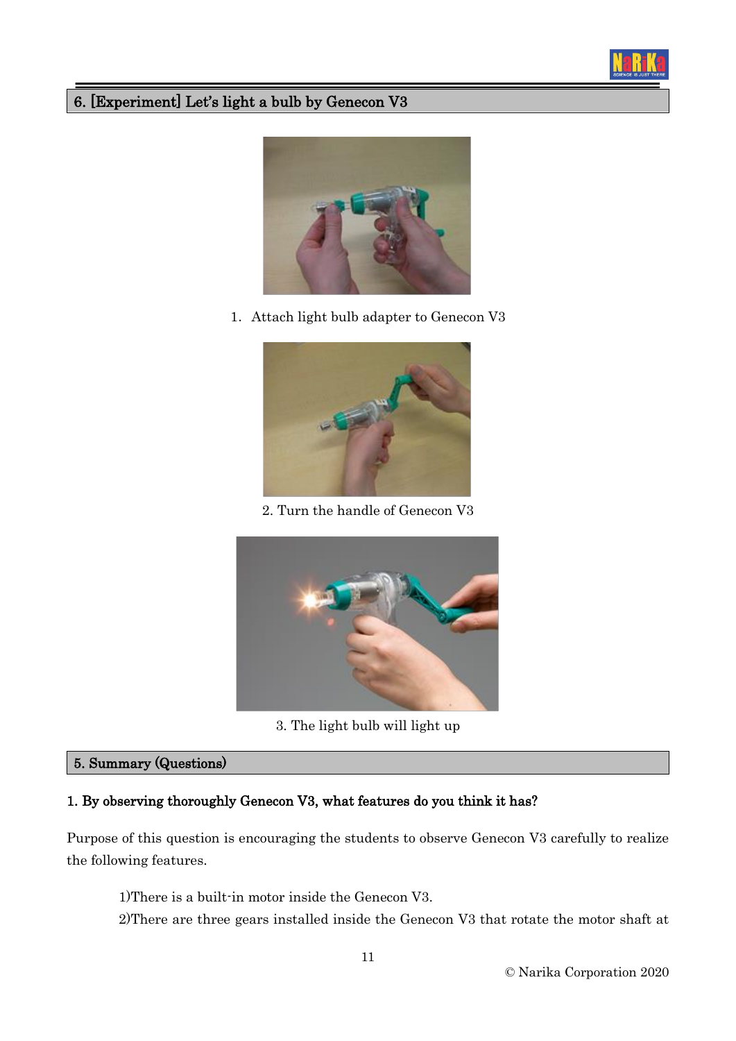## 6. [Experiment] Let's light a bulb by Genecon V3

1. Attach light bulb adapter to Genecon V3

2. Turn the handle of Genecon V3

3. The light bulb will light up

## 5. Summary (Questions)

**1. By observing thoroughly Genecon V3, what features do you think it has?**

Purpose of this question is encouraging the students to observe Genecon V3 carefully to realize the following features.

1)There is a built-in motor inside the Genecon V3.

2)There are three gears installed inside the Genecon V3 that rotate the motor shaft at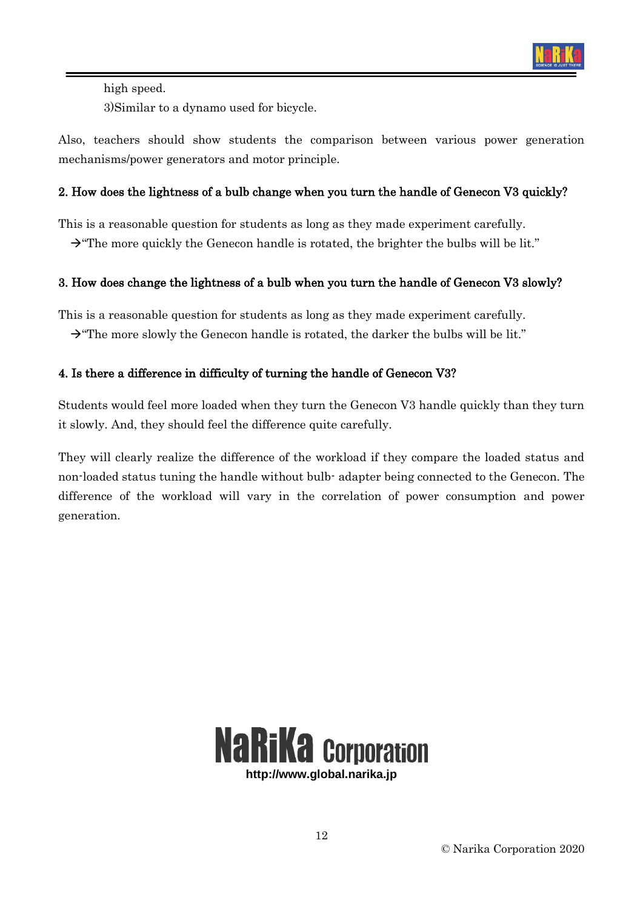high speed.

3)Similar to a dynamo used for bicycle.

Also, teachers should show students the comparison between various power generation mechanisms/power generators and motor principle.

**2. How does the lightness of a bulb change when you turn the handle of Genecon V3 quickly?**

This is a reasonable question for students as long as they made experiment carefully.

→"The more quickly the Genecon handle is rotated, the brighter the bulbs will be lit."

**3. How does change the lightness of a bulb when you turn the handle of Genecon V3 slowly?**

This is a reasonable question for students as long as they made experiment carefully.

→"The more slowly the Genecon handle is rotated, the darker the bulbs will be lit."

**4. Is there a difference in difficulty of turning the handle of Genecon V3?**

Students would feel more loaded when they turn the Genecon V3 handle quickly than they turn it slowly. And, they should feel the difference quite carefully.

They will clearly realize the difference of the workload if they compare the loaded status and non-loaded status tuning the handle without bulb- adapter being connected to the Genecon. The difference of the workload will vary in the correlation of power consumption and power generation.

NaRiKa Corporation

http://www.global.narika.jp

© Narika Corporation 2020